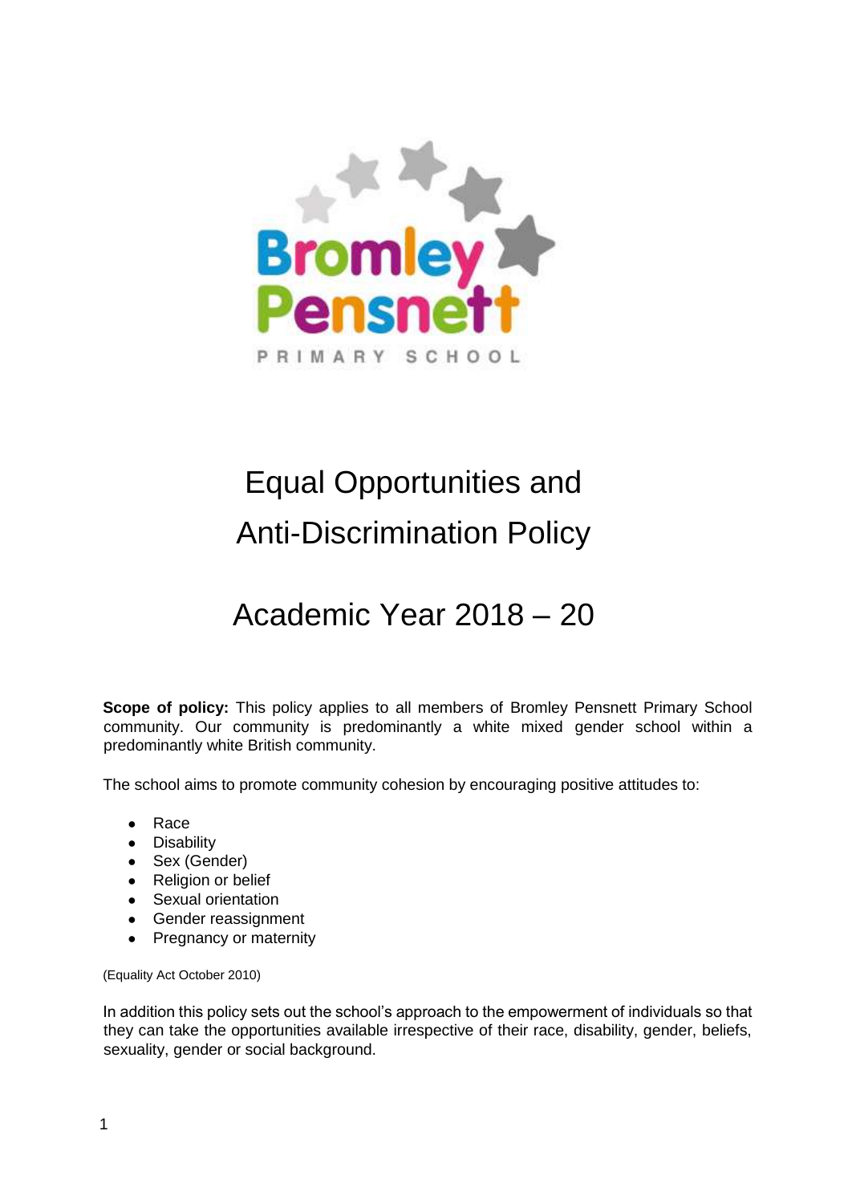# Equal Opportunities and Anti-Discrimination Policy

# Academic Year 2018 – 20

**Scope of policy:** This policy applies to all members of Bromley Pensnett Primary School community. Our community is predominantly a white mixed gender school within a predominantly white British community.

The school aims to promote community cohesion by encouraging positive attitudes to:

- Race
- Disability
- Sex (Gender)
- Religion or belief
- Sexual orientation
- Gender reassignment
- Pregnancy or maternity

(Equality Act October 2010)

In addition this policy sets out the school's approach to the empowerment of individuals so that they can take the opportunities available irrespective of their race, disability, gender, beliefs, sexuality, gender or social background.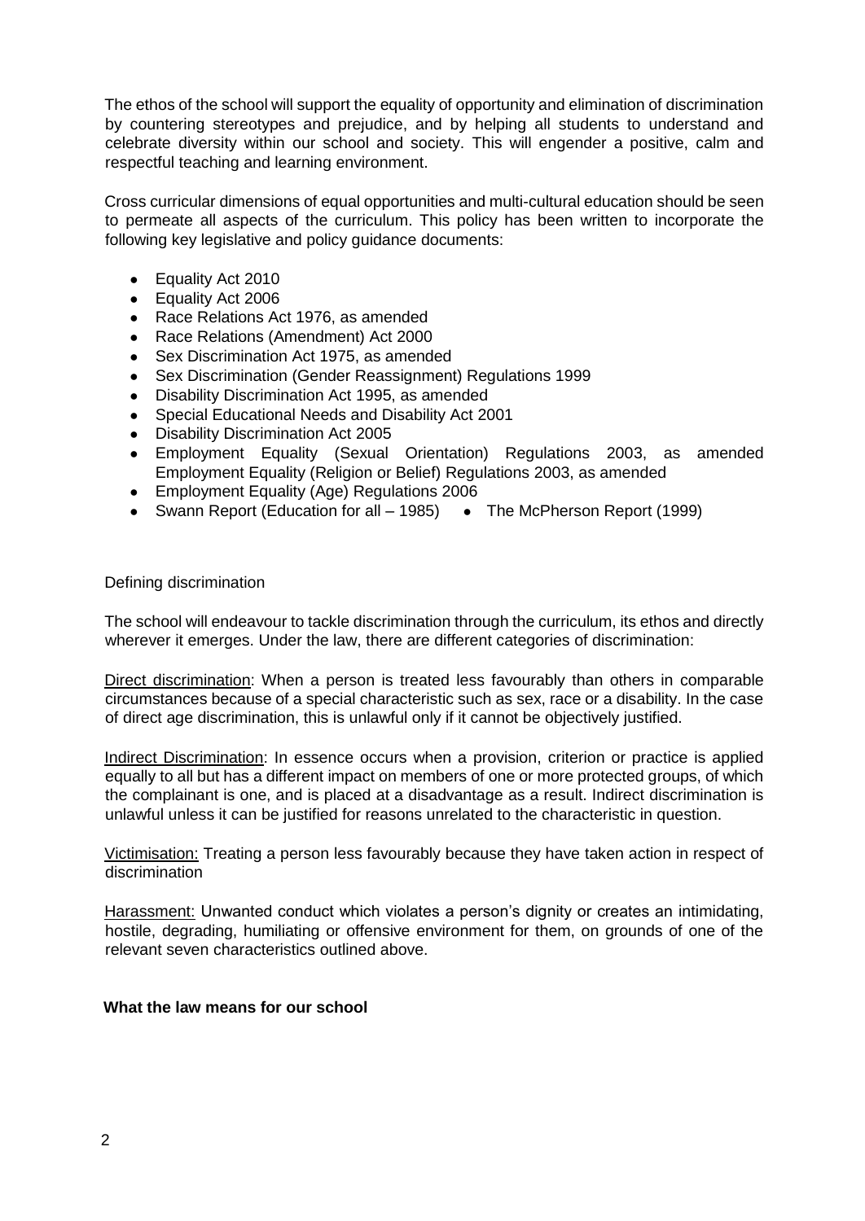The ethos of the school will support the equality of opportunity and elimination of discrimination by countering stereotypes and prejudice, and by helping all students to understand and celebrate diversity within our school and society. This will engender a positive, calm and respectful teaching and learning environment.

Cross curricular dimensions of equal opportunities and multi-cultural education should be seen to permeate all aspects of the curriculum. This policy has been written to incorporate the following key legislative and policy guidance documents:

- Equality Act 2010
- Equality Act 2006
- Race Relations Act 1976, as amended
- Race Relations (Amendment) Act 2000
- Sex Discrimination Act 1975, as amended
- Sex Discrimination (Gender Reassignment) Regulations 1999
- Disability Discrimination Act 1995, as amended
- Special Educational Needs and Disability Act 2001
- Disability Discrimination Act 2005
- Employment Equality (Sexual Orientation) Regulations 2003, as amended Employment Equality (Religion or Belief) Regulations 2003, as amended
- Employment Equality (Age) Regulations 2006
- Swann Report (Education for all – 1985)
- The McPherson Report (1999)

Defining discrimination

The school will endeavour to tackle discrimination through the curriculum, its ethos and directly wherever it emerges. Under the law, there are different categories of discrimination:

Direct discrimination: When a person is treated less favourably than others in comparable circumstances because of a special characteristic such as sex, race or a disability. In the case of direct age discrimination, this is unlawful only if it cannot be objectively justified.

Indirect Discrimination: In essence occurs when a provision, criterion or practice is applied equally to all but has a different impact on members of one or more protected groups, of which the complainant is one, and is placed at a disadvantage as a result. Indirect discrimination is unlawful unless it can be justified for reasons unrelated to the characteristic in question.

Victimisation: Treating a person less favourably because they have taken action in respect of discrimination

Harassment: Unwanted conduct which violates a person's dignity or creates an intimidating, hostile, degrading, humiliating or offensive environment for them, on grounds of one of the relevant seven characteristics outlined above.

**What the law means for our school**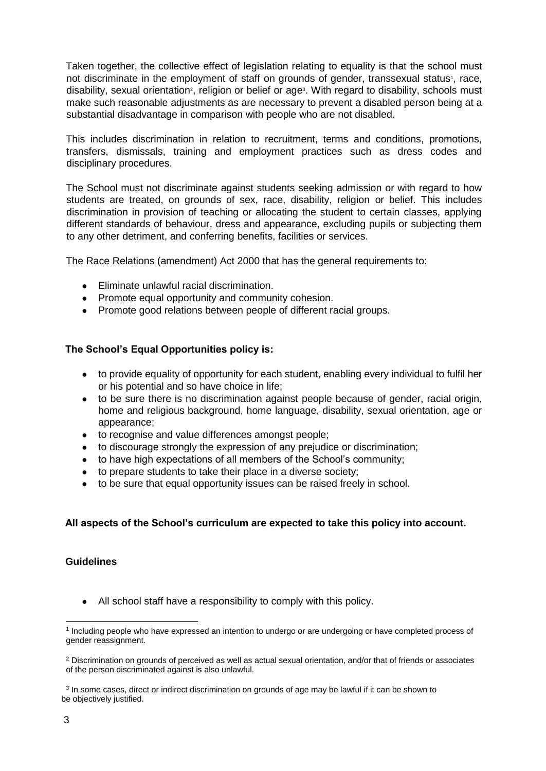Taken together, the collective effect of legislation relating to equality is that the school must not discriminate in the employment of staff on grounds of gender, transsexual status[1], race, disability, sexual orientation[2], religion or belief or age[3]. With regard to disability, schools must make such reasonable adjustments as are necessary to prevent a disabled person being at a substantial disadvantage in comparison with people who are not disabled.

This includes discrimination in relation to recruitment, terms and conditions, promotions, transfers, dismissals, training and employment practices such as dress codes and disciplinary procedures.

The School must not discriminate against students seeking admission or with regard to how students are treated, on grounds of sex, race, disability, religion or belief. This includes discrimination in provision of teaching or allocating the student to certain classes, applying different standards of behaviour, dress and appearance, excluding pupils or subjecting them to any other detriment, and conferring benefits, facilities or services.

The Race Relations (amendment) Act 2000 that has the general requirements to:

- Eliminate unlawful racial discrimination.
- Promote equal opportunity and community cohesion.
- Promote good relations between people of different racial groups.

**The School's Equal Opportunities policy is:**

- to provide equality of opportunity for each student, enabling every individual to fulfil her or his potential and so have choice in life;
- to be sure there is no discrimination against people because of gender, racial origin, home and religious background, home language, disability, sexual orientation, age or appearance;
- to recognise and value differences amongst people;
- to discourage strongly the expression of any prejudice or discrimination;
- to have high expectations of all members of the School's community;
- to prepare students to take their place in a diverse society;
- to be sure that equal opportunity issues can be raised freely in school.

**All aspects of the School's curriculum are expected to take this policy into account.**

**Guidelines**

- All school staff have a responsibility to comply with this policy.

---

[1] Including people who have expressed an intention to undergo or are undergoing or have completed process of gender reassignment.

[2] Discrimination on grounds of perceived as well as actual sexual orientation, and/or that of friends or associates of the person discriminated against is also unlawful.

[3] In some cases, direct or indirect discrimination on grounds of age may be lawful if it can be shown to be objectively justified.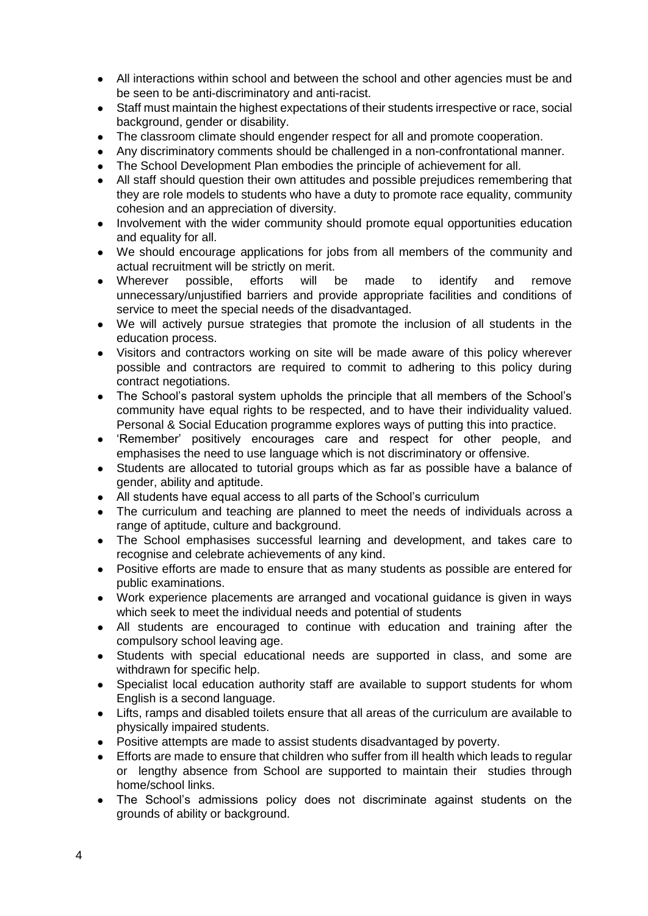- All interactions within school and between the school and other agencies must be and be seen to be anti-discriminatory and anti-racist.
- Staff must maintain the highest expectations of their students irrespective or race, social background, gender or disability.
- The classroom climate should engender respect for all and promote cooperation.
- Any discriminatory comments should be challenged in a non-confrontational manner.
- The School Development Plan embodies the principle of achievement for all.
- All staff should question their own attitudes and possible prejudices remembering that they are role models to students who have a duty to promote race equality, community cohesion and an appreciation of diversity.
- Involvement with the wider community should promote equal opportunities education and equality for all.
- We should encourage applications for jobs from all members of the community and actual recruitment will be strictly on merit.
- Wherever possible, efforts will be made to identify and remove unnecessary/unjustified barriers and provide appropriate facilities and conditions of service to meet the special needs of the disadvantaged.
- We will actively pursue strategies that promote the inclusion of all students in the education process.
- Visitors and contractors working on site will be made aware of this policy wherever possible and contractors are required to commit to adhering to this policy during contract negotiations.
- The School's pastoral system upholds the principle that all members of the School's community have equal rights to be respected, and to have their individuality valued. Personal & Social Education programme explores ways of putting this into practice.
- 'Remember' positively encourages care and respect for other people, and emphasises the need to use language which is not discriminatory or offensive.
- Students are allocated to tutorial groups which as far as possible have a balance of gender, ability and aptitude.
- All students have equal access to all parts of the School's curriculum
- The curriculum and teaching are planned to meet the needs of individuals across a range of aptitude, culture and background.
- The School emphasises successful learning and development, and takes care to recognise and celebrate achievements of any kind.
- Positive efforts are made to ensure that as many students as possible are entered for public examinations.
- Work experience placements are arranged and vocational guidance is given in ways which seek to meet the individual needs and potential of students
- All students are encouraged to continue with education and training after the compulsory school leaving age.
- Students with special educational needs are supported in class, and some are withdrawn for specific help.
- Specialist local education authority staff are available to support students for whom English is a second language.
- Lifts, ramps and disabled toilets ensure that all areas of the curriculum are available to physically impaired students.
- Positive attempts are made to assist students disadvantaged by poverty.
- Efforts are made to ensure that children who suffer from ill health which leads to regular or lengthy absence from School are supported to maintain their studies through home/school links.
- The School's admissions policy does not discriminate against students on the grounds of ability or background.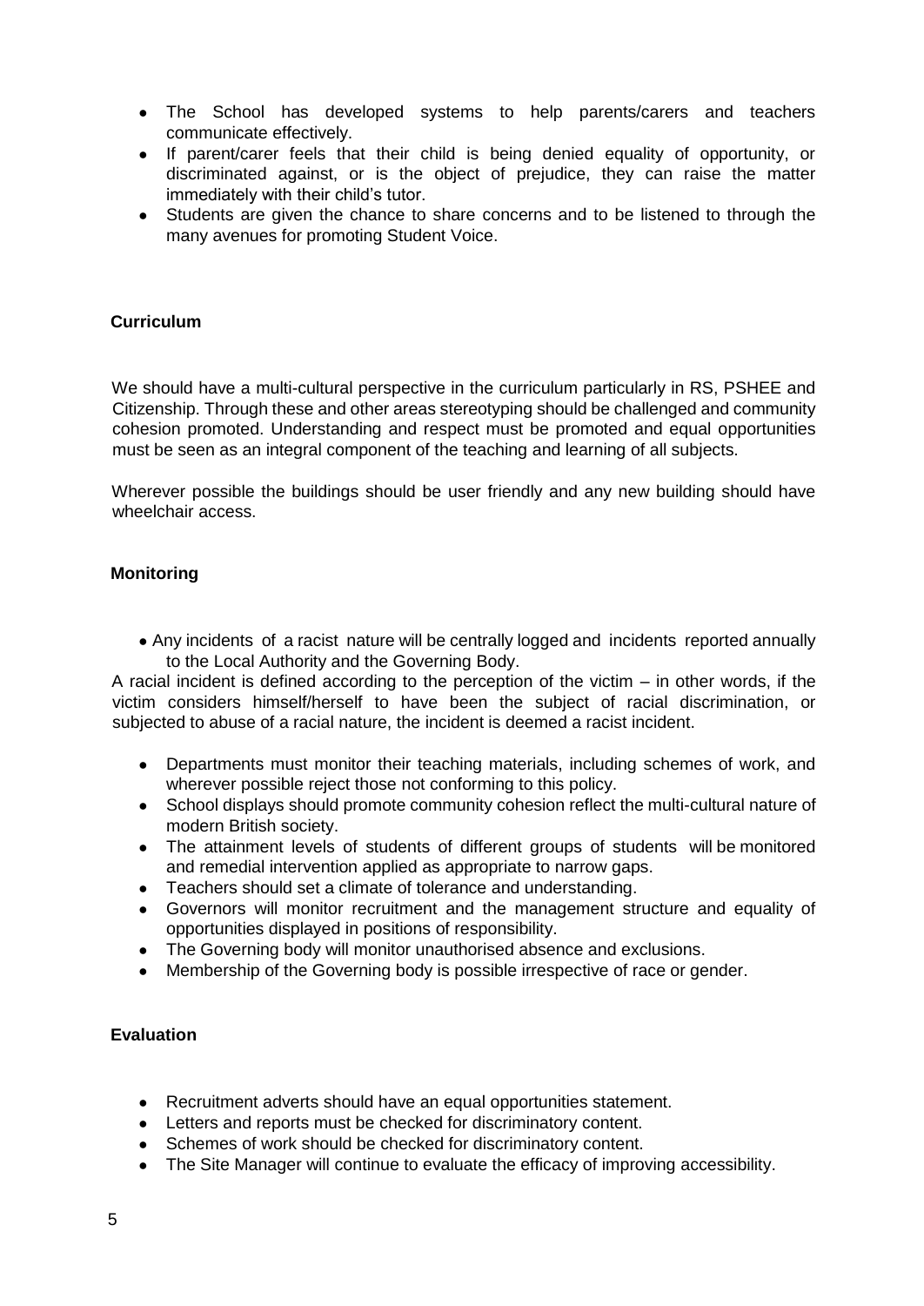- The School has developed systems to help parents/carers and teachers communicate effectively.
- If parent/carer feels that their child is being denied equality of opportunity, or discriminated against, or is the object of prejudice, they can raise the matter immediately with their child's tutor.
- Students are given the chance to share concerns and to be listened to through the many avenues for promoting Student Voice.

**Curriculum**

We should have a multi-cultural perspective in the curriculum particularly in RS, PSHEE and Citizenship. Through these and other areas stereotyping should be challenged and community cohesion promoted. Understanding and respect must be promoted and equal opportunities must be seen as an integral component of the teaching and learning of all subjects.

Wherever possible the buildings should be user friendly and any new building should have wheelchair access.

**Monitoring**

- Any incidents of a racist nature will be centrally logged and incidents reported annually to the Local Authority and the Governing Body.

A racial incident is defined according to the perception of the victim – in other words, if the victim considers himself/herself to have been the subject of racial discrimination, or subjected to abuse of a racial nature, the incident is deemed a racist incident.

- Departments must monitor their teaching materials, including schemes of work, and wherever possible reject those not conforming to this policy.
- School displays should promote community cohesion reflect the multi-cultural nature of modern British society.
- The attainment levels of students of different groups of students will be monitored and remedial intervention applied as appropriate to narrow gaps.
- Teachers should set a climate of tolerance and understanding.
- Governors will monitor recruitment and the management structure and equality of opportunities displayed in positions of responsibility.
- The Governing body will monitor unauthorised absence and exclusions.
- Membership of the Governing body is possible irrespective of race or gender.

**Evaluation**

- Recruitment adverts should have an equal opportunities statement.
- Letters and reports must be checked for discriminatory content.
- Schemes of work should be checked for discriminatory content.
- The Site Manager will continue to evaluate the efficacy of improving accessibility.